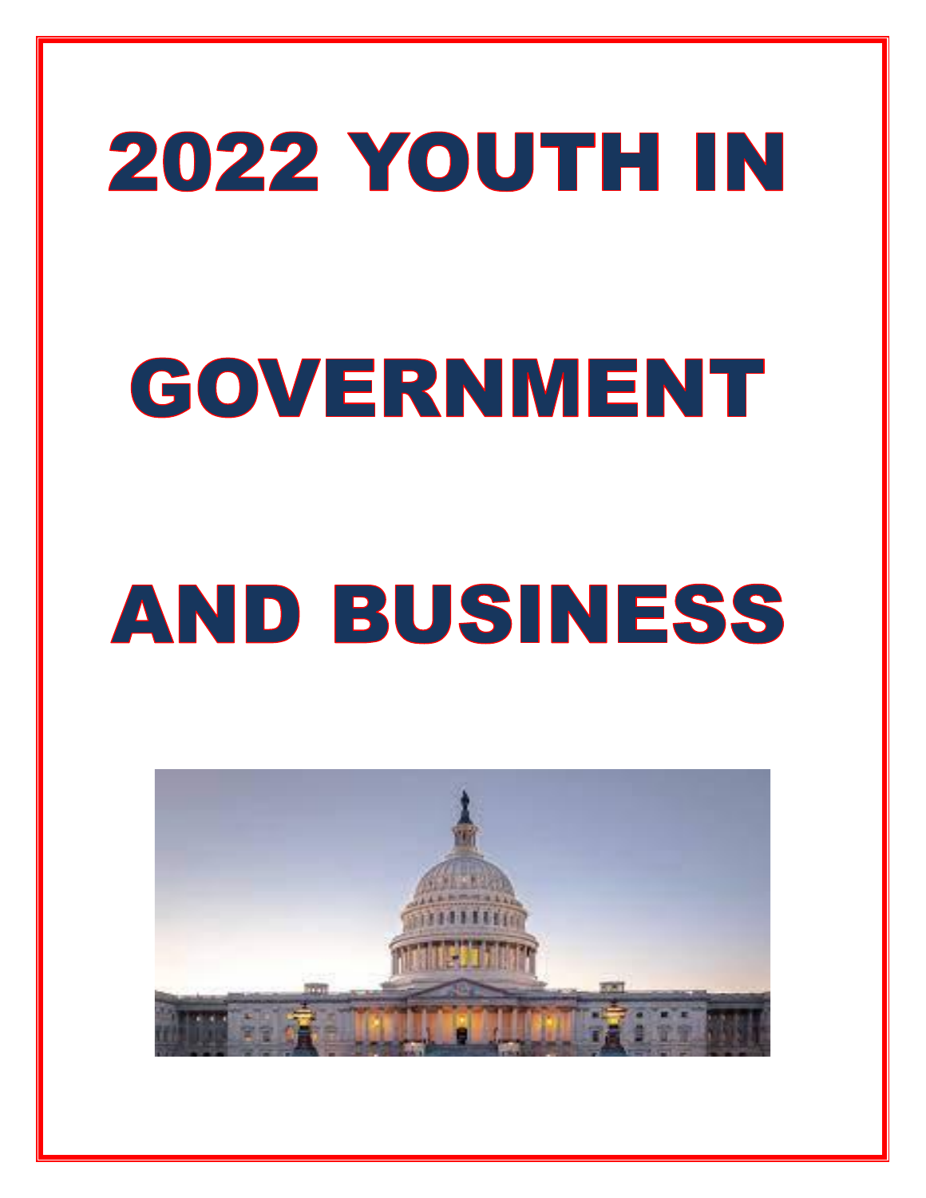# 2022 YOUTH IN GOVERNMENT AND BUSINESS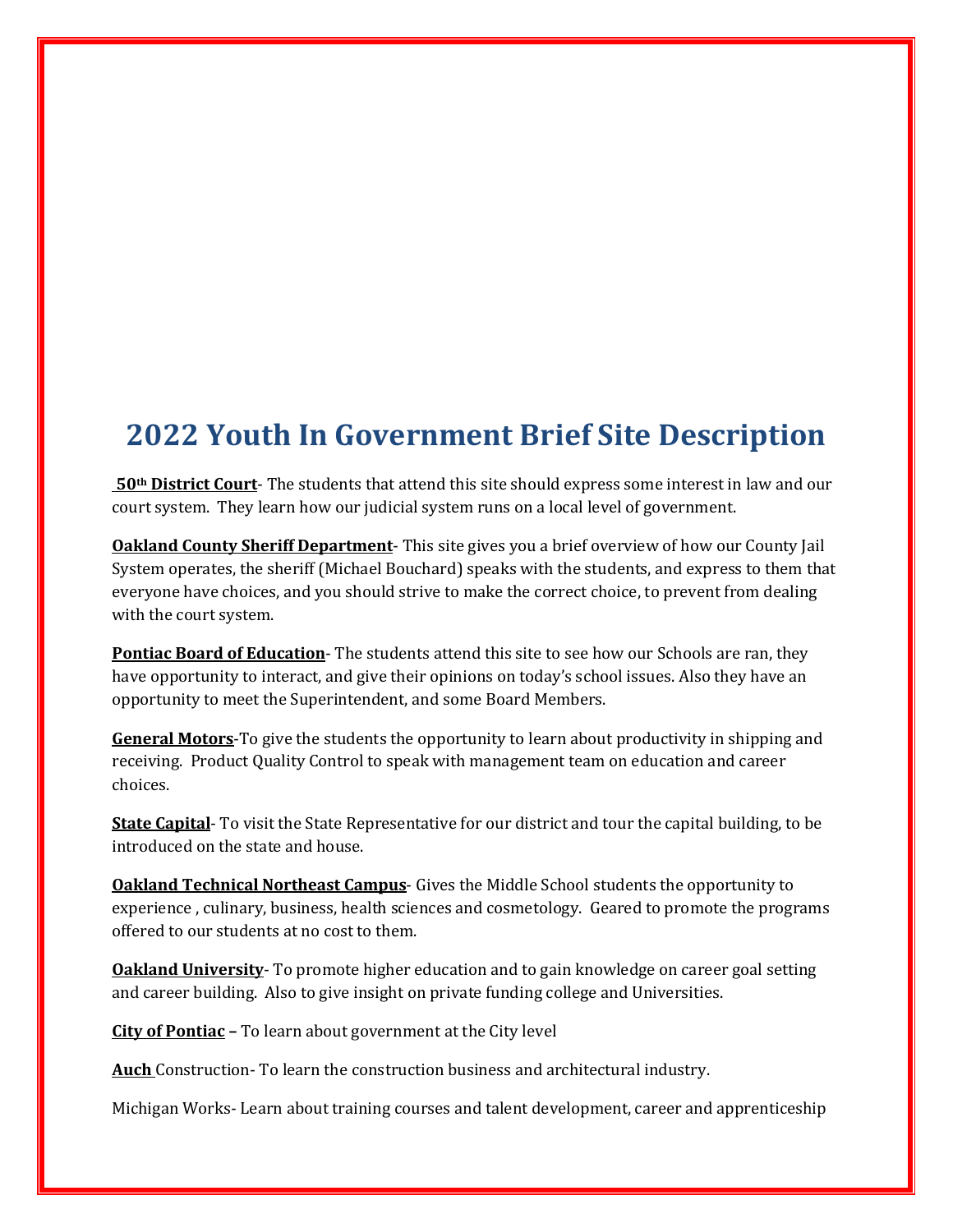# 2022 Youth In Government Brief Site Description

**50th District Court**- The students that attend this site should express some interest in law and our court system. They learn how our judicial system runs on a local level of government.

**Oakland County Sheriff Department**- This site gives you a brief overview of how our County Jail System operates, the sheriff (Michael Bouchard) speaks with the students, and express to them that everyone have choices, and you should strive to make the correct choice, to prevent from dealing with the court system.

**Pontiac Board of Education**- The students attend this site to see how our Schools are ran, they have opportunity to interact, and give their opinions on today's school issues. Also they have an opportunity to meet the Superintendent, and some Board Members.

**General Motors**-To give the students the opportunity to learn about productivity in shipping and receiving. Product Quality Control to speak with management team on education and career choices.

**State Capital**- To visit the State Representative for our district and tour the capital building, to be introduced on the state and house.

**Oakland Technical Northeast Campus**- Gives the Middle School students the opportunity to experience , culinary, business, health sciences and cosmetology. Geared to promote the programs offered to our students at no cost to them.

**Oakland University**- To promote higher education and to gain knowledge on career goal setting and career building. Also to give insight on private funding college and Universities.

**City of Pontiac –** To learn about government at the City level

**Auch** Construction- To learn the construction business and architectural industry.

Michigan Works- Learn about training courses and talent development, career and apprenticeship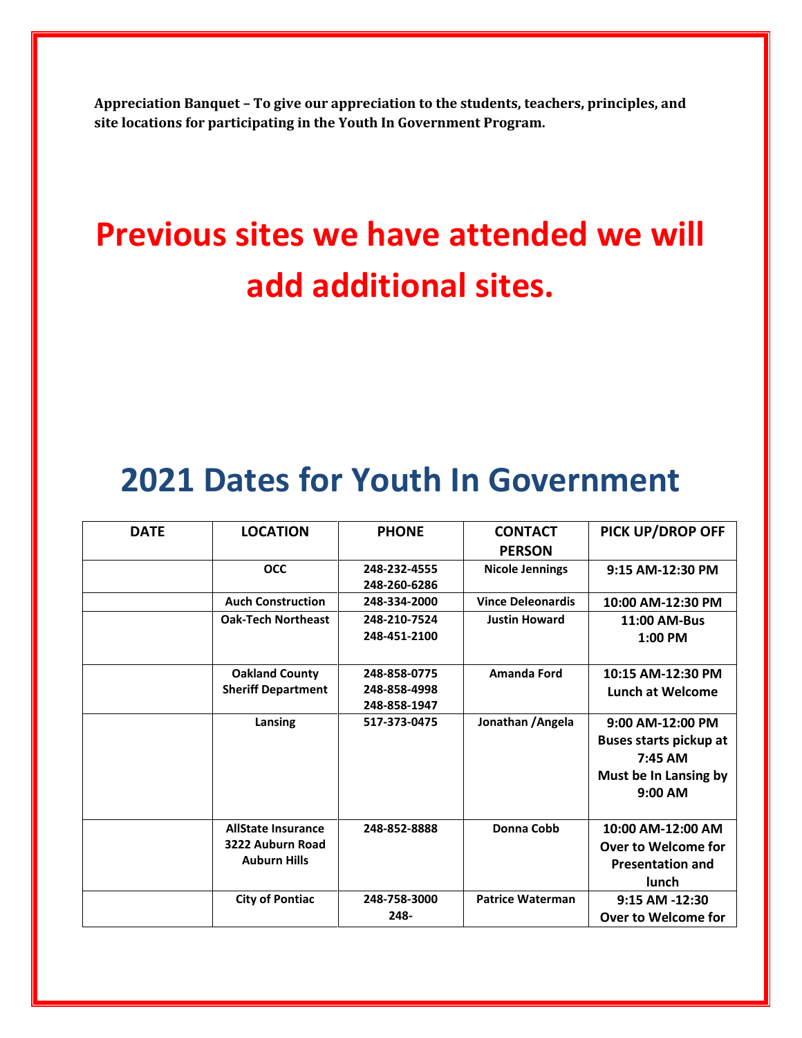**Appreciation Banquet – To give our appreciation to the students, teachers, principles, and site locations for participating in the Youth In Government Program.**

# Previous sites we have attended we will add additional sites.

# 2021 Dates for Youth In Government

| DATE | LOCATION | PHONE | CONTACT PERSON | PICK UP/DROP OFF |
|---|---|---|---|---|
| | OCC | 248-232-4555<br>248-260-6286 | Nicole Jennings | 9:15 AM-12:30 PM |
| | Auch Construction | 248-334-2000 | Vince Deleonardis | 10:00 AM-12:30 PM |
| | Oak-Tech Northeast | 248-210-7524<br>248-451-2100 | Justin Howard | 11:00 AM-Bus<br>1:00 PM |
| | Oakland County Sheriff Department | 248-858-0775<br>248-858-4998<br>248-858-1947 | Amanda Ford | 10:15 AM-12:30 PM<br>Lunch at Welcome |
| | Lansing | 517-373-0475 | Jonathan /Angela | 9:00 AM-12:00 PM<br>Buses starts pickup at 7:45 AM<br>Must be In Lansing by 9:00 AM |
| | AllState Insurance<br>3222 Auburn Road<br>Auburn Hills | 248-852-8888 | Donna Cobb | 10:00 AM-12:00 AM<br>Over to Welcome for Presentation and lunch |
| | City of Pontiac | 248-758-3000<br>248- | Patrice Waterman | 9:15 AM -12:30<br>Over to Welcome for |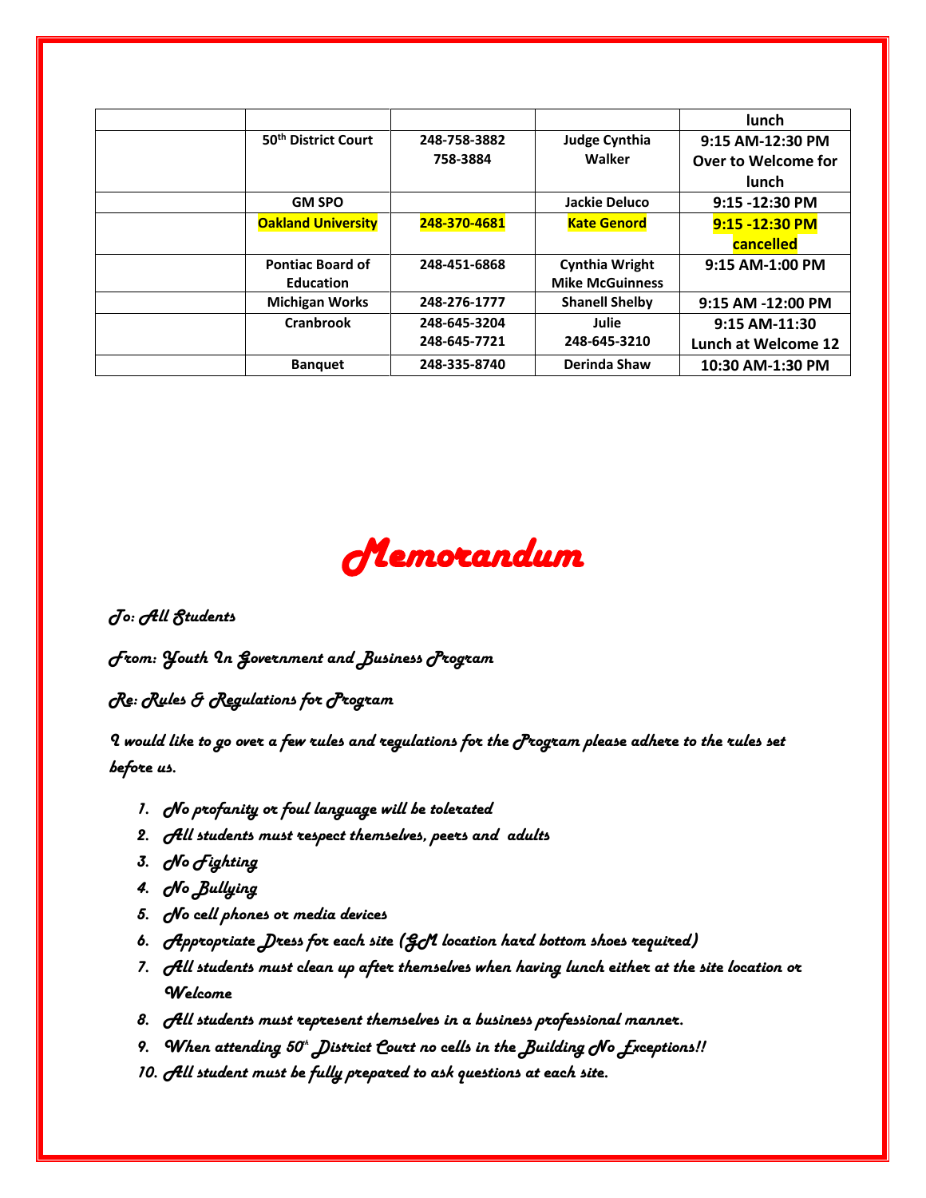| | | | | lunch |
|---|---|---|---|---|
| | 50th District Court | 248-758-3882 758-3884 | Judge Cynthia Walker | 9:15 AM-12:30 PM Over to Welcome for lunch |
| | GM SPO | | Jackie Deluco | 9:15 -12:30 PM |
| | Oakland University | 248-370-4681 | Kate Genord | 9:15 -12:30 PM cancelled |
| | Pontiac Board of Education | 248-451-6868 | Cynthia Wright Mike McGuinness | 9:15 AM-1:00 PM |
| | Michigan Works | 248-276-1777 | Shanell Shelby | 9:15 AM -12:00 PM |
| | Cranbrook | 248-645-3204 248-645-7721 | Julie 248-645-3210 | 9:15 AM-11:30 Lunch at Welcome 12 |
| | Banquet | 248-335-8740 | Derinda Shaw | 10:30 AM-1:30 PM |

# *Memorandum*

*To: All Students*

*From: Youth In Government and Business Program*

*Re: Rules & Regulations for Program*

*I would like to go over a few rules and regulations for the Program please adhere to the rules set before us.*

1. *No profanity or foul language will be tolerated*
2. *All students must respect themselves, peers and adults*
3. *No Fighting*
4. *No Bullying*
5. *No cell phones or media devices*
6. *Appropriate Dress for each site (GM location hard bottom shoes required)*
7. *All students must clean up after themselves when having lunch either at the site location or Welcome*
8. *All students must represent themselves in a business professional manner.*
9. *When attending 50th District Court no cells in the Building No Exceptions!!*
10. *All student must be fully prepared to ask questions at each site.*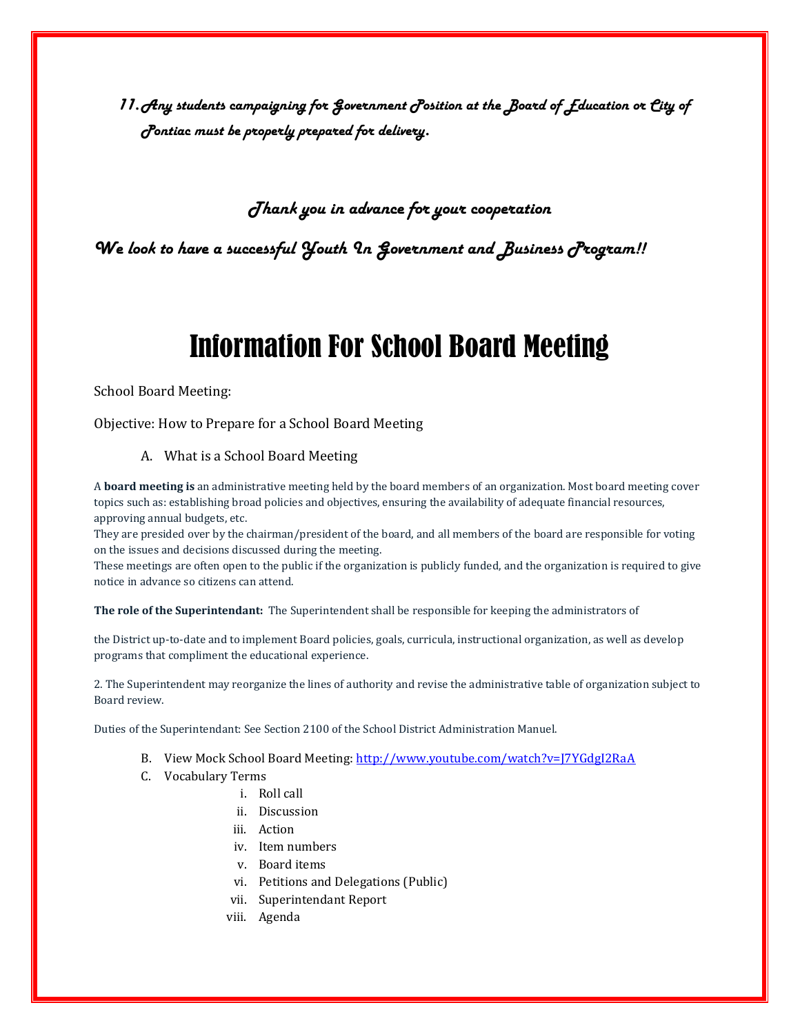*11. Any students campaigning for Government Position at the Board of Education or City of Pontiac must be properly prepared for delivery.*

*Thank you in advance for your cooperation*

*We look to have a successful Youth In Government and Business Program!!*

# Information For School Board Meeting

School Board Meeting:

Objective: How to Prepare for a School Board Meeting

A. What is a School Board Meeting

A **board meeting is** an administrative meeting held by the board members of an organization. Most board meeting cover topics such as: establishing broad policies and objectives, ensuring the availability of adequate financial resources, approving annual budgets, etc.
They are presided over by the chairman/president of the board, and all members of the board are responsible for voting on the issues and decisions discussed during the meeting.
These meetings are often open to the public if the organization is publicly funded, and the organization is required to give notice in advance so citizens can attend.

**The role of the Superintendant:** The Superintendent shall be responsible for keeping the administrators of

the District up-to-date and to implement Board policies, goals, curricula, instructional organization, as well as develop programs that compliment the educational experience.

2. The Superintendent may reorganize the lines of authority and revise the administrative table of organization subject to Board review.

Duties of the Superintendant: See Section 2100 of the School District Administration Manuel.

B. View Mock School Board Meeting: [http://www.youtube.com/watch?v=J7YGdgI2RaA](http://www.youtube.com/watch?v=J7YGdgI2RaA)

C. Vocabulary Terms

   i. Roll call
   ii. Discussion
   iii. Action
   iv. Item numbers
   v. Board items
   vi. Petitions and Delegations (Public)
   vii. Superintendant Report
   viii. Agenda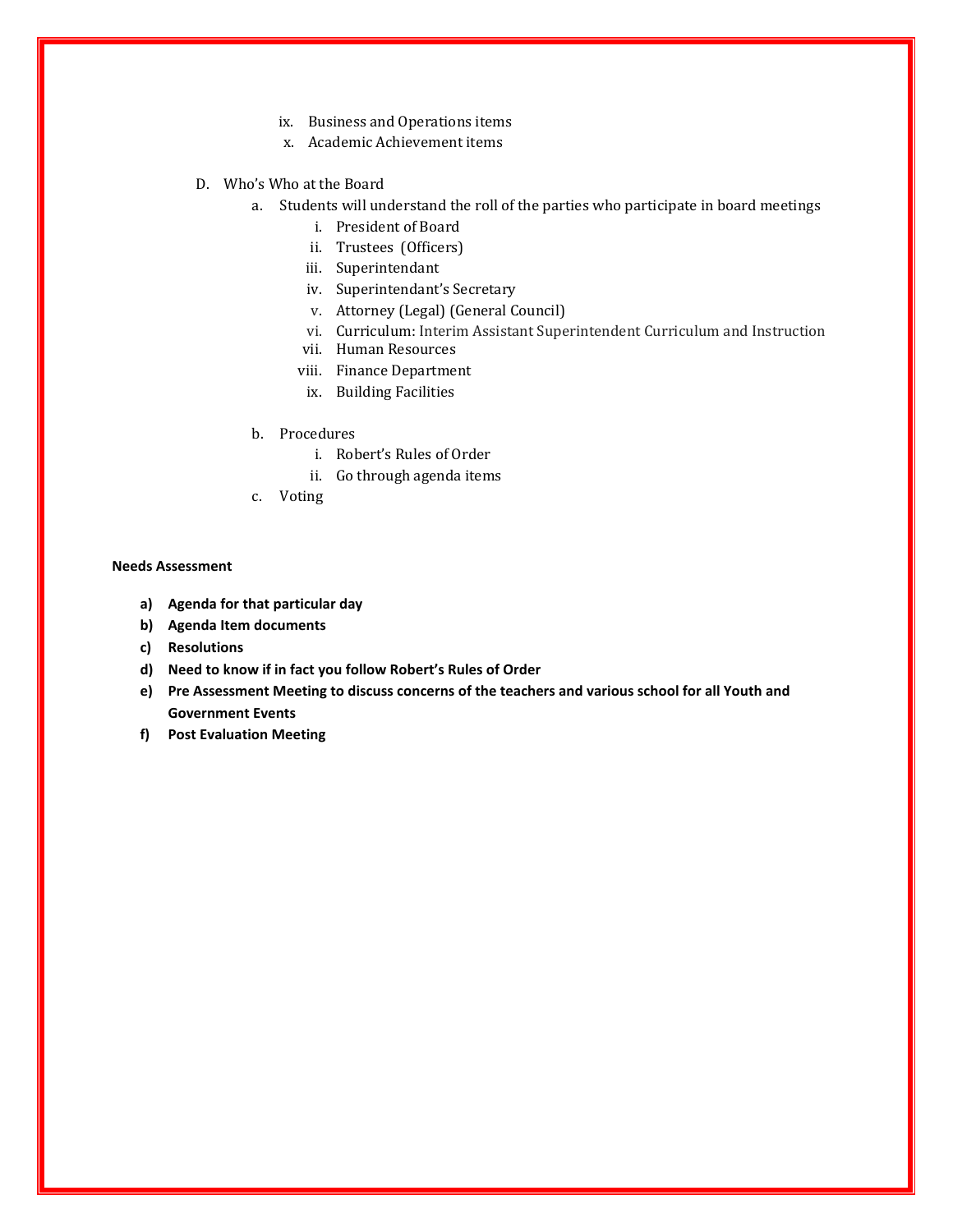ix. Business and Operations items
x. Academic Achievement items

D. Who's Who at the Board
   a. Students will understand the roll of the parties who participate in board meetings
      i. President of Board
      ii. Trustees (Officers)
      iii. Superintendant
      iv. Superintendant's Secretary
      v. Attorney (Legal) (General Council)
      vi. Curriculum: Interim Assistant Superintendent Curriculum and Instruction
      vii. Human Resources
      viii. Finance Department
      ix. Building Facilities

   b. Procedures
      i. Robert's Rules of Order
      ii. Go through agenda items
   c. Voting

**Needs Assessment**

**a) Agenda for that particular day**
**b) Agenda Item documents**
**c) Resolutions**
**d) Need to know if in fact you follow Robert's Rules of Order**
**e) Pre Assessment Meeting to discuss concerns of the teachers and various school for all Youth and Government Events**
**f) Post Evaluation Meeting**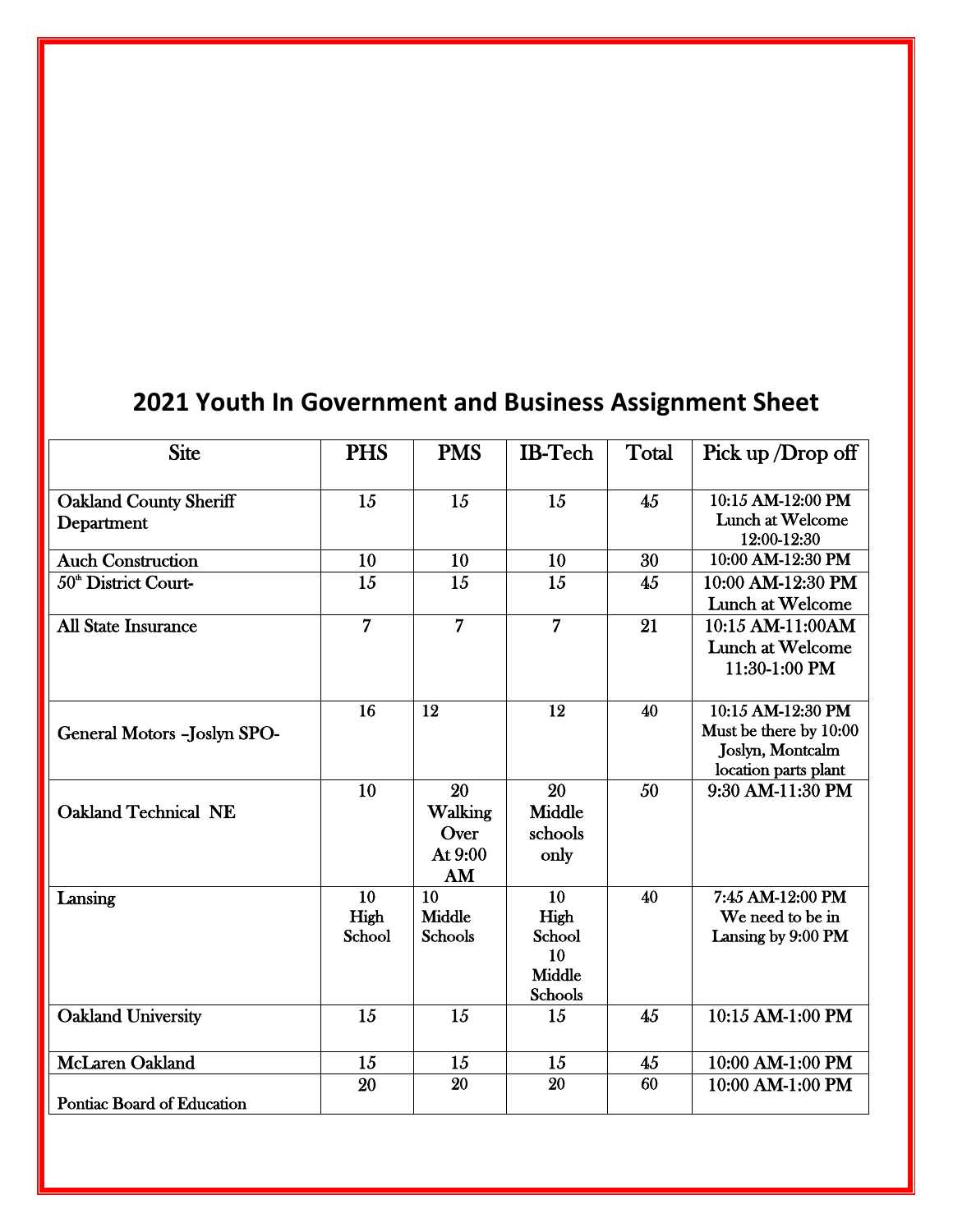# 2021 Youth In Government and Business Assignment Sheet

| Site | PHS | PMS | IB-Tech | Total | Pick up /Drop off |
|---|---|---|---|---|---|
| Oakland County Sheriff Department | 15 | 15 | 15 | 45 | 10:15 AM-12:00 PM Lunch at Welcome 12:00-12:30 |
| Auch Construction | 10 | 10 | 10 | 30 | 10:00 AM-12:30 PM |
| 50th District Court- | 15 | 15 | 15 | 45 | 10:00 AM-12:30 PM Lunch at Welcome |
| All State Insurance | 7 | 7 | 7 | 21 | 10:15 AM-11:00AM Lunch at Welcome 11:30-1:00 PM |
| General Motors –Joslyn SPO- | 16 | 12 | 12 | 40 | 10:15 AM-12:30 PM Must be there by 10:00 Joslyn, Montcalm location parts plant |
| Oakland Technical NE | 10 | 20 Walking Over At 9:00 AM | 20 Middle schools only | 50 | 9:30 AM-11:30 PM |
| Lansing | 10 High School | 10 Middle Schools | 10 High School 10 Middle Schools | 40 | 7:45 AM-12:00 PM We need to be in Lansing by 9:00 PM |
| Oakland University | 15 | 15 | 15 | 45 | 10:15 AM-1:00 PM |
| McLaren Oakland | 15 | 15 | 15 | 45 | 10:00 AM-1:00 PM |
| Pontiac Board of Education | 20 | 20 | 20 | 60 | 10:00 AM-1:00 PM |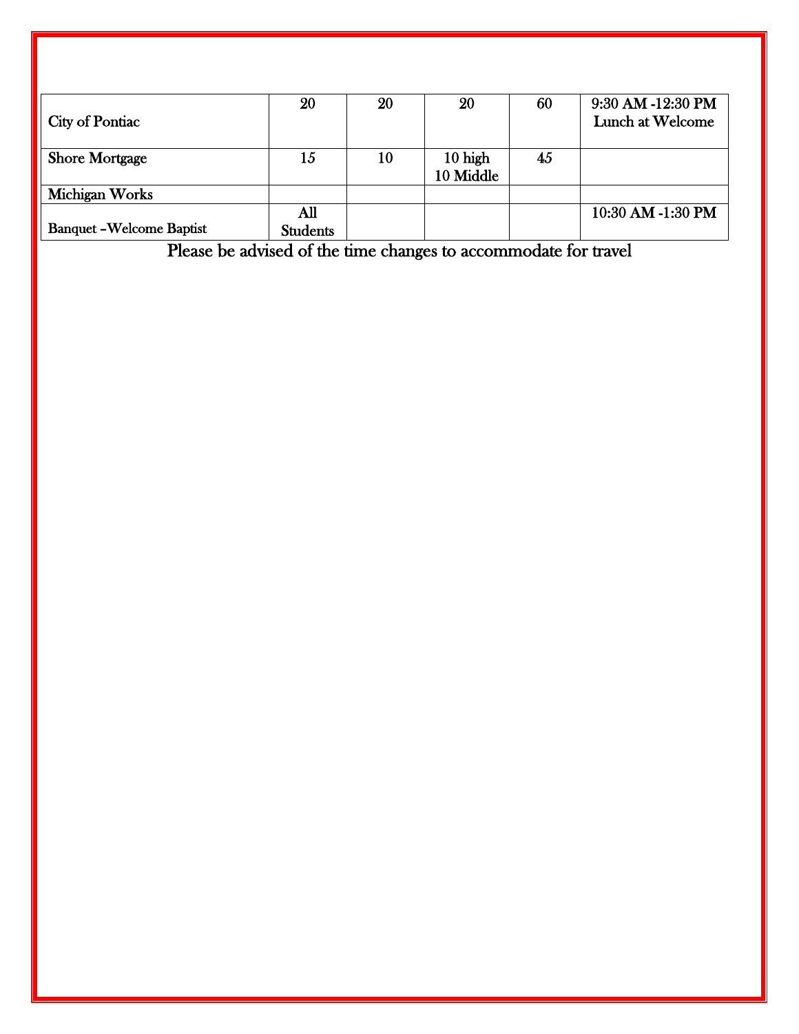| | | | | | |
|---|---|---|---|---|---|
| City of Pontiac | 20 | 20 | 20 | 60 | 9:30 AM -12:30 PM Lunch at Welcome |
| Shore Mortgage | 15 | 10 | 10 high 10 Middle | 45 | |
| Michigan Works | | | | | |
| Banquet –Welcome Baptist | All Students | | | | 10:30 AM -1:30 PM |

Please be advised of the time changes to accommodate for travel